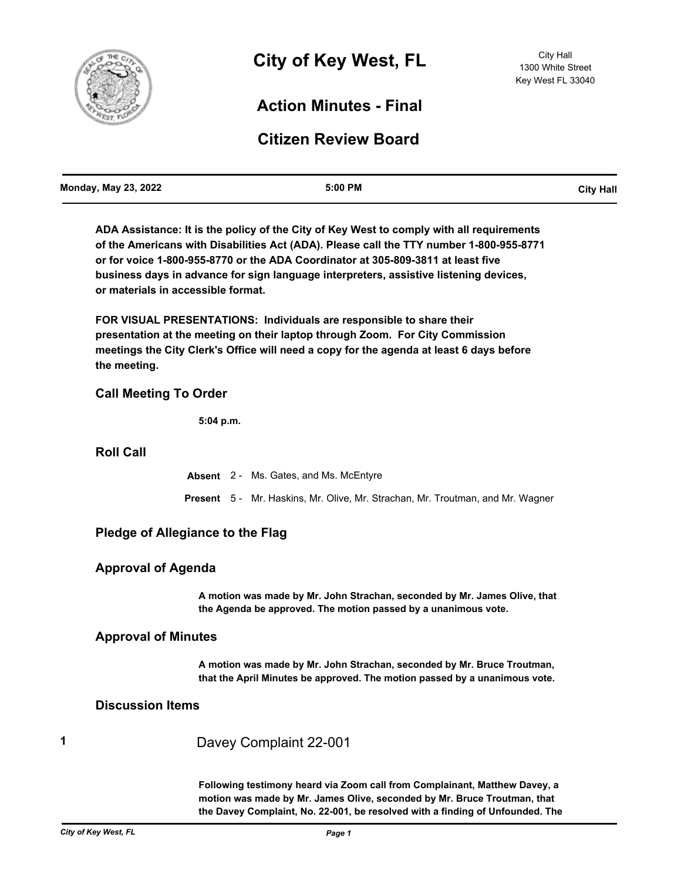# City of Key West, FL

City Hall
1300 White Street
Key West FL 33040

## Action Minutes - Final

## Citizen Review Board

| Monday, May 23, 2022 | 5:00 PM | City Hall |
|---|---|---|

**ADA Assistance: It is the policy of the City of Key West to comply with all requirements of the Americans with Disabilities Act (ADA). Please call the TTY number 1-800-955-8771 or for voice 1-800-955-8770 or the ADA Coordinator at 305-809-3811 at least five business days in advance for sign language interpreters, assistive listening devices, or materials in accessible format.**

**FOR VISUAL PRESENTATIONS: Individuals are responsible to share their presentation at the meeting on their laptop through Zoom. For City Commission meetings the City Clerk's Office will need a copy for the agenda at least 6 days before the meeting.**

### Call Meeting To Order

**5:04 p.m.**

### Roll Call

**Absent** 2 - Ms. Gates, and Ms. McEntyre

**Present** 5 - Mr. Haskins, Mr. Olive, Mr. Strachan, Mr. Troutman, and Mr. Wagner

### Pledge of Allegiance to the Flag

### Approval of Agenda

**A motion was made by Mr. John Strachan, seconded by Mr. James Olive, that the Agenda be approved. The motion passed by a unanimous vote.**

### Approval of Minutes

**A motion was made by Mr. John Strachan, seconded by Mr. Bruce Troutman, that the April Minutes be approved. The motion passed by a unanimous vote.**

### Discussion Items

**1** Davey Complaint 22-001

**Following testimony heard via Zoom call from Complainant, Matthew Davey, a motion was made by Mr. James Olive, seconded by Mr. Bruce Troutman, that the Davey Complaint, No. 22-001, be resolved with a finding of Unfounded. The**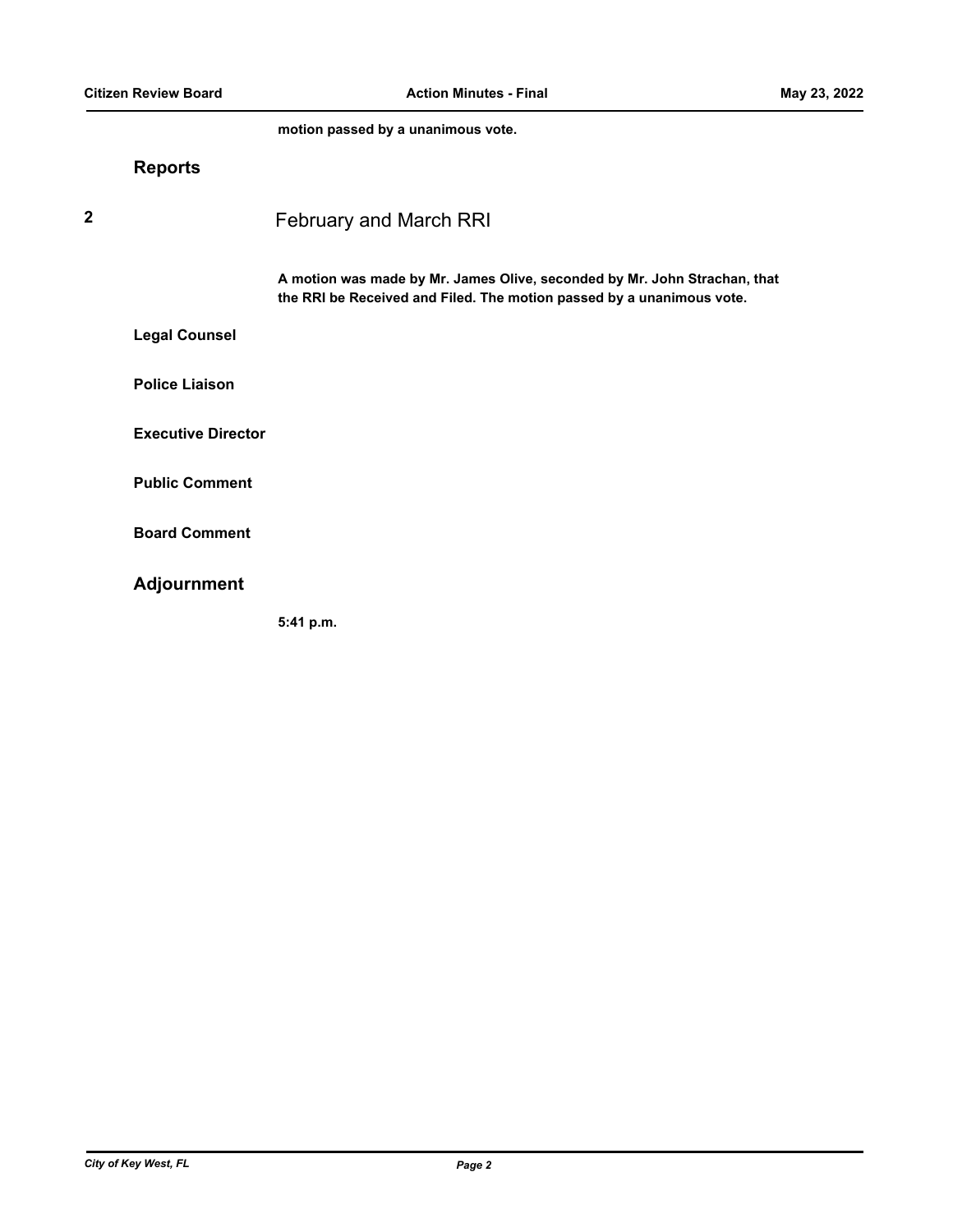**motion passed by a unanimous vote.**

## Reports

**2** February and March RRI

**A motion was made by Mr. James Olive, seconded by Mr. John Strachan, that the RRI be Received and Filed. The motion passed by a unanimous vote.**

### Legal Counsel

### Police Liaison

### Executive Director

### Public Comment

### Board Comment

## Adjournment

**5:41 p.m.**